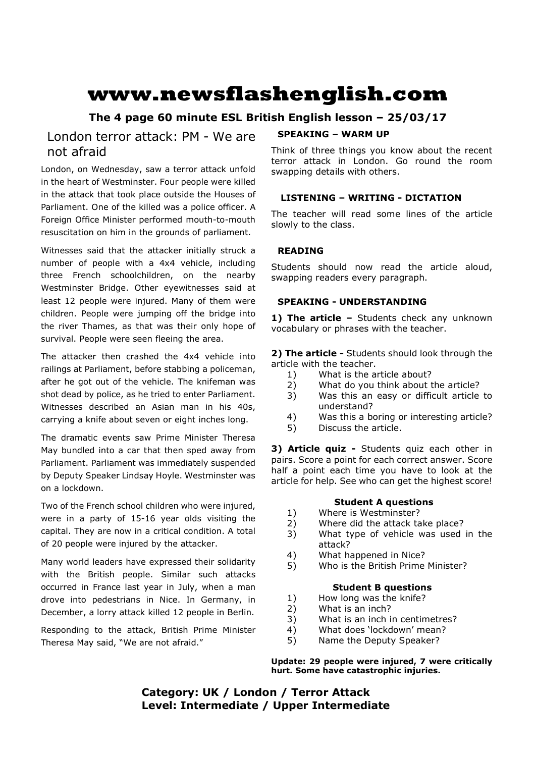# www.newsflashenglish.com

**The 4 page 60 minute ESL British English lesson – 25/03/17**

## London terror attack: PM - We are not afraid

London, on Wednesday, saw a terror attack unfold in the heart of Westminster. Four people were killed in the attack that took place outside the Houses of Parliament. One of the killed was a police officer. A Foreign Office Minister performed mouth-to-mouth resuscitation on him in the grounds of parliament.

Witnesses said that the attacker initially struck a number of people with a 4x4 vehicle, including three French schoolchildren, on the nearby Westminster Bridge. Other eyewitnesses said at least 12 people were injured. Many of them were children. People were jumping off the bridge into the river Thames, as that was their only hope of survival. People were seen fleeing the area.

The attacker then crashed the 4x4 vehicle into railings at Parliament, before stabbing a policeman, after he got out of the vehicle. The knifeman was shot dead by police, as he tried to enter Parliament. Witnesses described an Asian man in his 40s, carrying a knife about seven or eight inches long.

The dramatic events saw Prime Minister Theresa May bundled into a car that then sped away from Parliament. Parliament was immediately suspended by Deputy Speaker Lindsay Hoyle. Westminster was on a lockdown.

Two of the French school children who were injured, were in a party of 15-16 year olds visiting the capital. They are now in a critical condition. A total of 20 people were injured by the attacker.

Many world leaders have expressed their solidarity with the British people. Similar such attacks occurred in France last year in July, when a man drove into pedestrians in Nice. In Germany, in December, a lorry attack killed 12 people in Berlin.

Responding to the attack, British Prime Minister Theresa May said, "We are not afraid."

### SPEAKING – WARM UP

Think of three things you know about the recent terror attack in London. Go round the room swapping details with others.

### LISTENING – WRITING - DICTATION

The teacher will read some lines of the article slowly to the class.

### READING

Students should now read the article aloud, swapping readers every paragraph.

### SPEAKING - UNDERSTANDING

**1) The article –** Students check any unknown vocabulary or phrases with the teacher.

**2) The article -** Students should look through the article with the teacher.

1) What is the article about?
2) What do you think about the article?
3) Was this an easy or difficult article to understand?
4) Was this a boring or interesting article?
5) Discuss the article.

**3) Article quiz -** Students quiz each other in pairs. Score a point for each correct answer. Score half a point each time you have to look at the article for help. See who can get the highest score!

**Student A questions**

1) Where is Westminster?
2) Where did the attack take place?
3) What type of vehicle was used in the attack?
4) What happened in Nice?
5) Who is the British Prime Minister?

**Student B questions**

1) How long was the knife?
2) What is an inch?
3) What is an inch in centimetres?
4) What does 'lockdown' mean?
5) Name the Deputy Speaker?

**Update: 29 people were injured, 7 were critically hurt. Some have catastrophic injuries.**

**Category: UK / London / Terror Attack**
**Level: Intermediate / Upper Intermediate**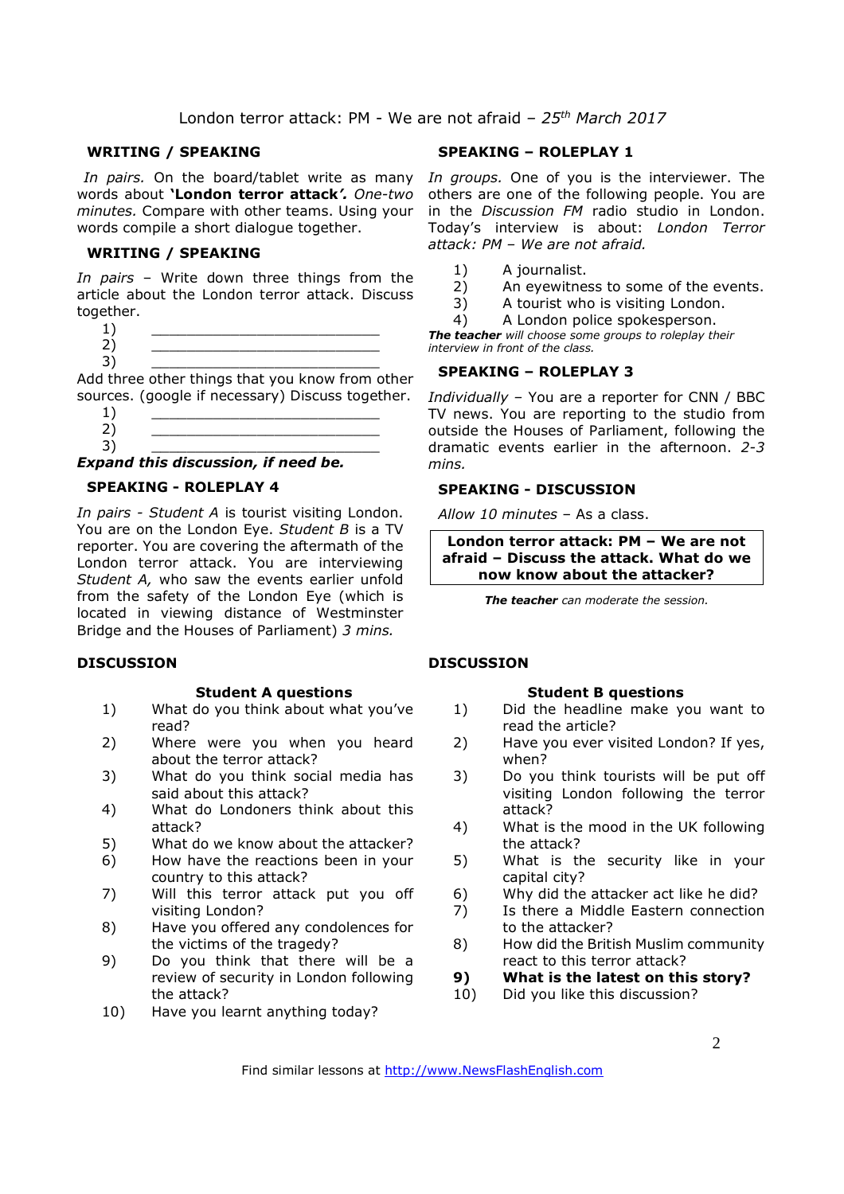London terror attack: PM - We are not afraid – *25th March 2017*

## WRITING / SPEAKING

*In pairs.* On the board/tablet write as many words about **'London terror attack'**. *One-two minutes.* Compare with other teams. Using your words compile a short dialogue together.

## WRITING / SPEAKING

*In pairs* – Write down three things from the article about the London terror attack. Discuss together.

1) ___________________________
2) ___________________________
3) ___________________________

Add three other things that you know from other sources. (google if necessary) Discuss together.

1) ___________________________
2) ___________________________
3) ___________________________

***Expand this discussion, if need be.***

## SPEAKING - ROLEPLAY 4

*In pairs - Student A* is tourist visiting London. You are on the London Eye. *Student B* is a TV reporter. You are covering the aftermath of the London terror attack. You are interviewing *Student A,* who saw the events earlier unfold from the safety of the London Eye (which is located in viewing distance of Westminster Bridge and the Houses of Parliament) *3 mins.*

## SPEAKING – ROLEPLAY 1

*In groups.* One of you is the interviewer. The others are one of the following people. You are in the *Discussion FM* radio studio in London. Today's interview is about: *London Terror attack: PM – We are not afraid.*

1) A journalist.
2) An eyewitness to some of the events.
3) A tourist who is visiting London.
4) A London police spokesperson.

***The teacher*** *will choose some groups to roleplay their interview in front of the class.*

## SPEAKING – ROLEPLAY 3

*Individually* – You are a reporter for CNN / BBC TV news. You are reporting to the studio from outside the Houses of Parliament, following the dramatic events earlier in the afternoon. *2-3 mins.*

## SPEAKING - DISCUSSION

*Allow 10 minutes* – As a class.

**London terror attack: PM – We are not afraid – Discuss the attack. What do we now know about the attacker?**

***The teacher*** *can moderate the session.*

## DISCUSSION

### Student A questions

1) What do you think about what you've read?
2) Where were you when you heard about the terror attack?
3) What do you think social media has said about this attack?
4) What do Londoners think about this attack?
5) What do we know about the attacker?
6) How have the reactions been in your country to this attack?
7) Will this terror attack put you off visiting London?
8) Have you offered any condolences for the victims of the tragedy?
9) Do you think that there will be a review of security in London following the attack?
10) Have you learnt anything today?

## DISCUSSION

### Student B questions

1) Did the headline make you want to read the article?
2) Have you ever visited London? If yes, when?
3) Do you think tourists will be put off visiting London following the terror attack?
4) What is the mood in the UK following the attack?
5) What is the security like in your capital city?
6) Why did the attacker act like he did?
7) Is there a Middle Eastern connection to the attacker?
8) How did the British Muslim community react to this terror attack?
9) **What is the latest on this story?**
10) Did you like this discussion?

Find similar lessons at http://www.NewsFlashEnglish.com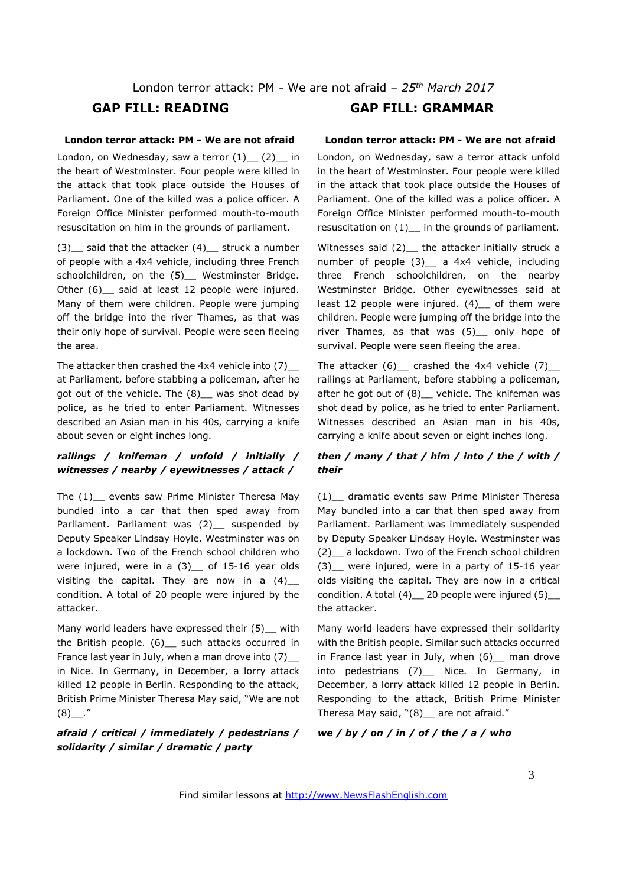London terror attack: PM - We are not afraid – *25th March 2017*

## GAP FILL: READING

**London terror attack: PM - We are not afraid**

London, on Wednesday, saw a terror (1)__ (2)__ in the heart of Westminster. Four people were killed in the attack that took place outside the Houses of Parliament. One of the killed was a police officer. A Foreign Office Minister performed mouth-to-mouth resuscitation on him in the grounds of parliament.

(3)__ said that the attacker (4)__ struck a number of people with a 4x4 vehicle, including three French schoolchildren, on the (5)__ Westminster Bridge. Other (6)__ said at least 12 people were injured. Many of them were children. People were jumping off the bridge into the river Thames, as that was their only hope of survival. People were seen fleeing the area.

The attacker then crashed the 4x4 vehicle into (7)__ at Parliament, before stabbing a policeman, after he got out of the vehicle. The (8)__ was shot dead by police, as he tried to enter Parliament. Witnesses described an Asian man in his 40s, carrying a knife about seven or eight inches long.

***railings / knifeman / unfold / initially / witnesses / nearby / eyewitnesses / attack /***

The (1)__ events saw Prime Minister Theresa May bundled into a car that then sped away from Parliament. Parliament was (2)__ suspended by Deputy Speaker Lindsay Hoyle. Westminster was on a lockdown. Two of the French school children who were injured, were in a (3)__ of 15-16 year olds visiting the capital. They are now in a (4)__ condition. A total of 20 people were injured by the attacker.

Many world leaders have expressed their (5)__ with the British people. (6)__ such attacks occurred in France last year in July, when a man drove into (7)__ in Nice. In Germany, in December, a lorry attack killed 12 people in Berlin. Responding to the attack, British Prime Minister Theresa May said, "We are not (8)__."

***afraid / critical / immediately / pedestrians / solidarity / similar / dramatic / party***

## GAP FILL: GRAMMAR

**London terror attack: PM - We are not afraid**

London, on Wednesday, saw a terror attack unfold in the heart of Westminster. Four people were killed in the attack that took place outside the Houses of Parliament. One of the killed was a police officer. A Foreign Office Minister performed mouth-to-mouth resuscitation on (1)__ in the grounds of parliament.

Witnesses said (2)__ the attacker initially struck a number of people (3)__ a 4x4 vehicle, including three French schoolchildren, on the nearby Westminster Bridge. Other eyewitnesses said at least 12 people were injured. (4)__ of them were children. People were jumping off the bridge into the river Thames, as that was (5)__ only hope of survival. People were seen fleeing the area.

The attacker (6)__ crashed the 4x4 vehicle (7)__ railings at Parliament, before stabbing a policeman, after he got out of (8)__ vehicle. The knifeman was shot dead by police, as he tried to enter Parliament. Witnesses described an Asian man in his 40s, carrying a knife about seven or eight inches long.

***then / many / that / him / into / the / with / their***

(1)__ dramatic events saw Prime Minister Theresa May bundled into a car that then sped away from Parliament. Parliament was immediately suspended by Deputy Speaker Lindsay Hoyle. Westminster was (2)__ a lockdown. Two of the French school children (3)__ were injured, were in a party of 15-16 year olds visiting the capital. They are now in a critical condition. A total (4)__ 20 people were injured (5)__ the attacker.

Many world leaders have expressed their solidarity with the British people. Similar such attacks occurred in France last year in July, when (6)__ man drove into pedestrians (7)__ Nice. In Germany, in December, a lorry attack killed 12 people in Berlin. Responding to the attack, British Prime Minister Theresa May said, "(8)__ are not afraid."

***we / by / on / in / of / the / a / who***

Find similar lessons at http://www.NewsFlashEnglish.com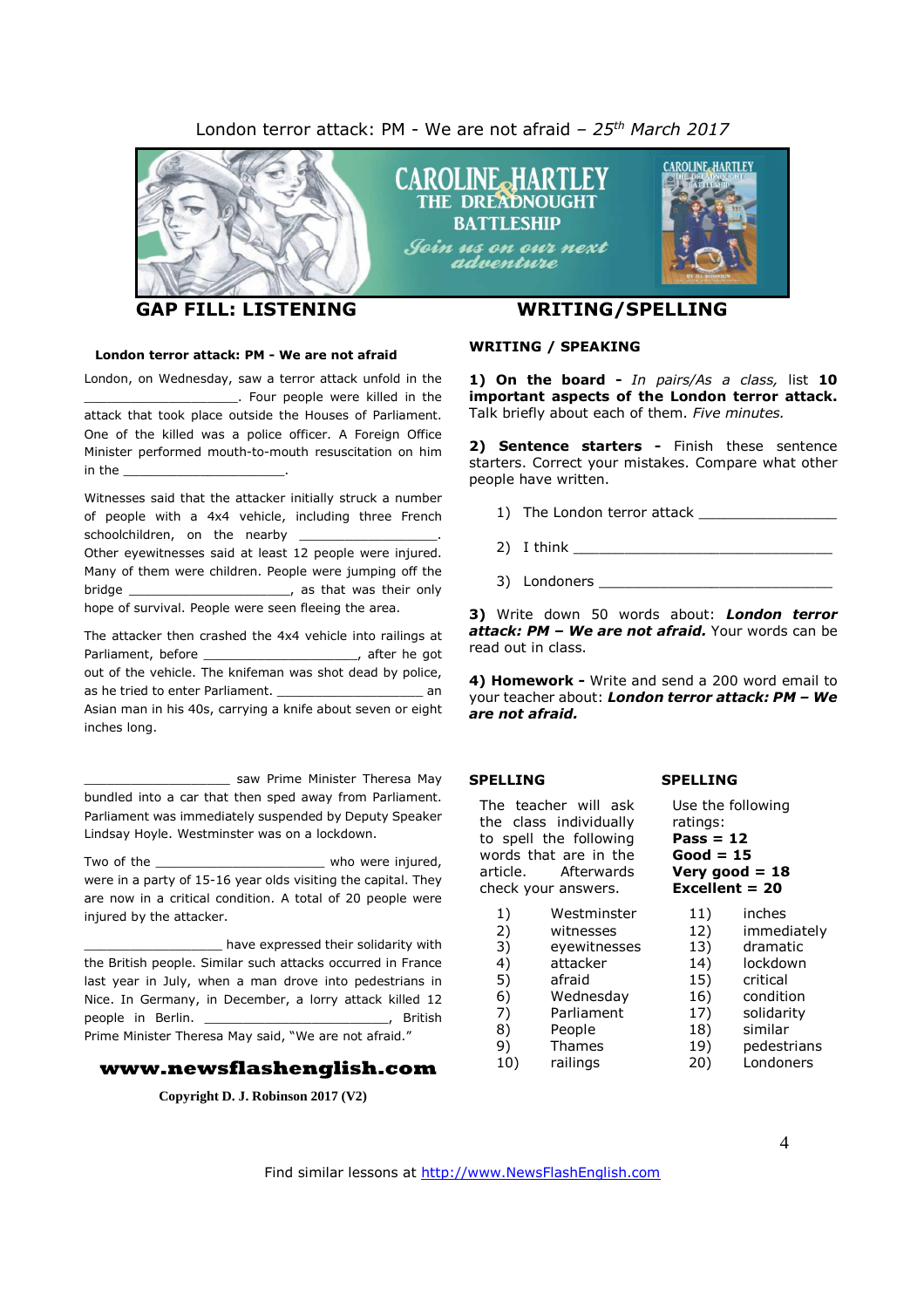London terror attack: PM - We are not afraid – *25th March 2017*

## GAP FILL: LISTENING

**London terror attack: PM - We are not afraid**

London, on Wednesday, saw a terror attack unfold in the ____________________. Four people were killed in the attack that took place outside the Houses of Parliament. One of the killed was a police officer. A Foreign Office Minister performed mouth-to-mouth resuscitation on him in the ____________________.

Witnesses said that the attacker initially struck a number of people with a 4x4 vehicle, including three French schoolchildren, on the nearby ____________________. Other eyewitnesses said at least 12 people were injured. Many of them were children. People were jumping off the bridge ____________________, as that was their only hope of survival. People were seen fleeing the area.

The attacker then crashed the 4x4 vehicle into railings at Parliament, before ____________________, after he got out of the vehicle. The knifeman was shot dead by police, as he tried to enter Parliament. ____________________ an Asian man in his 40s, carrying a knife about seven or eight inches long.

____________________ saw Prime Minister Theresa May bundled into a car that then sped away from Parliament. Parliament was immediately suspended by Deputy Speaker Lindsay Hoyle. Westminster was on a lockdown.

Two of the ____________________ who were injured, were in a party of 15-16 year olds visiting the capital. They are now in a critical condition. A total of 20 people were injured by the attacker.

____________________ have expressed their solidarity with the British people. Similar such attacks occurred in France last year in July, when a man drove into pedestrians in Nice. In Germany, in December, a lorry attack killed 12 people in Berlin. ____________________, British Prime Minister Theresa May said, "We are not afraid."

**www.newsflashenglish.com**

**Copyright D. J. Robinson 2017 (V2)**

## WRITING/SPELLING

### WRITING / SPEAKING

**1) On the board -** *In pairs/As a class,* list **10 important aspects of the London terror attack.** Talk briefly about each of them. *Five minutes.*

**2) Sentence starters -** Finish these sentence starters. Correct your mistakes. Compare what other people have written.

1) The London terror attack ____________________
2) I think ____________________
3) Londoners ____________________

**3)** Write down 50 words about: ***London terror attack: PM – We are not afraid.*** Your words can be read out in class.

**4) Homework -** Write and send a 200 word email to your teacher about: ***London terror attack: PM – We are not afraid.***

### SPELLING

The teacher will ask the class individually to spell the following words that are in the article. Afterwards check your answers.

1) Westminster
2) witnesses
3) eyewitnesses
4) attacker
5) afraid
6) Wednesday
7) Parliament
8) People
9) Thames
10) railings
11) inches
12) immediately
13) dramatic
14) lockdown
15) critical
16) condition
17) solidarity
18) similar
19) pedestrians
20) Londoners

### SPELLING

Use the following ratings:
**Pass = 12**
**Good = 15**
**Very good = 18**
**Excellent = 20**

Find similar lessons at http://www.NewsFlashEnglish.com